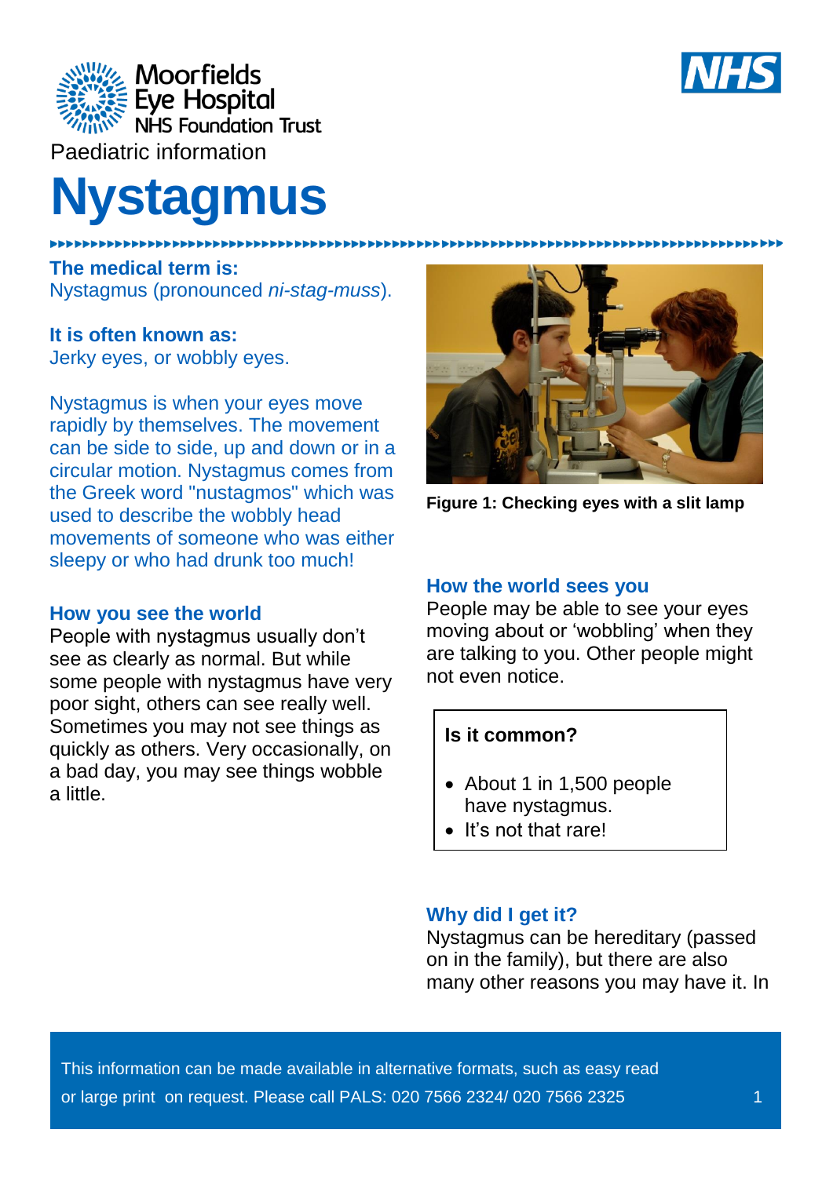Moorfields Eye Hospital NHS Foundation Trust

Paediatric information

# Nystagmus

**The medical term is:**
Nystagmus (pronounced *ni-stag-muss*).

**It is often known as:**
Jerky eyes, or wobbly eyes.

Nystagmus is when your eyes move rapidly by themselves. The movement can be side to side, up and down or in a circular motion. Nystagmus comes from the Greek word "nustagmos" which was used to describe the wobbly head movements of someone who was either sleepy or who had drunk too much!

## How you see the world

People with nystagmus usually don't see as clearly as normal. But while some people with nystagmus have very poor sight, others can see really well. Sometimes you may not see things as quickly as others. Very occasionally, on a bad day, you may see things wobble a little.

**Figure 1: Checking eyes with a slit lamp**

## How the world sees you

People may be able to see your eyes moving about or 'wobbling' when they are talking to you. Other people might not even notice.

**Is it common?**

- About 1 in 1,500 people have nystagmus.
- It's not that rare!

## Why did I get it?

Nystagmus can be hereditary (passed on in the family), but there are also many other reasons you may have it. In

This information can be made available in alternative formats, such as easy read or large print on request. Please call PALS: 020 7566 2324/ 020 7566 2325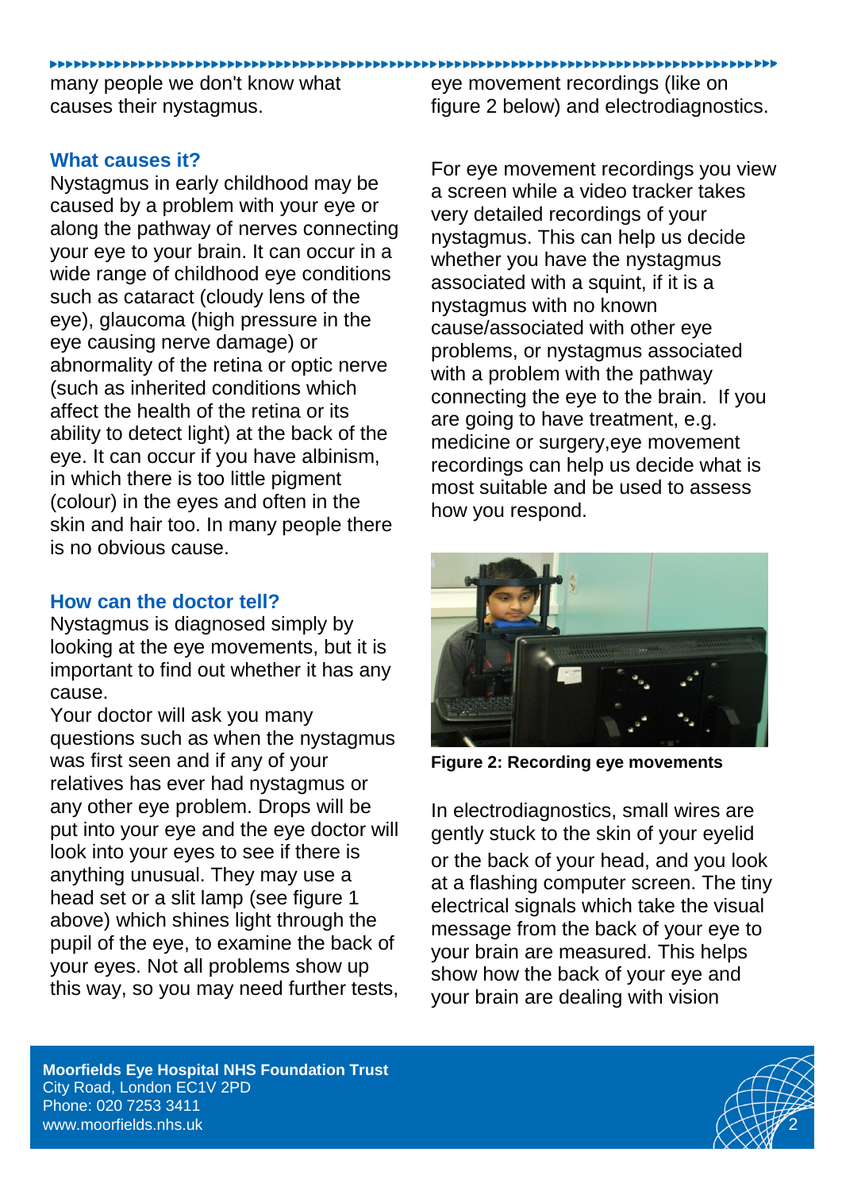many people we don't know what causes their nystagmus.

### What causes it?

Nystagmus in early childhood may be caused by a problem with your eye or along the pathway of nerves connecting your eye to your brain. It can occur in a wide range of childhood eye conditions such as cataract (cloudy lens of the eye), glaucoma (high pressure in the eye causing nerve damage) or abnormality of the retina or optic nerve (such as inherited conditions which affect the health of the retina or its ability to detect light) at the back of the eye. It can occur if you have albinism, in which there is too little pigment (colour) in the eyes and often in the skin and hair too. In many people there is no obvious cause.

### How can the doctor tell?

Nystagmus is diagnosed simply by looking at the eye movements, but it is important to find out whether it has any cause.
Your doctor will ask you many questions such as when the nystagmus was first seen and if any of your relatives has ever had nystagmus or any other eye problem. Drops will be put into your eye and the eye doctor will look into your eyes to see if there is anything unusual. They may use a head set or a slit lamp (see figure 1 above) which shines light through the pupil of the eye, to examine the back of your eyes. Not all problems show up this way, so you may need further tests, eye movement recordings (like on figure 2 below) and electrodiagnostics.

For eye movement recordings you view a screen while a video tracker takes very detailed recordings of your nystagmus. This can help us decide whether you have the nystagmus associated with a squint, if it is a nystagmus with no known cause/associated with other eye problems, or nystagmus associated with a problem with the pathway connecting the eye to the brain. If you are going to have treatment, e.g. medicine or surgery,eye movement recordings can help us decide what is most suitable and be used to assess how you respond.

**Figure 2: Recording eye movements**

In electrodiagnostics, small wires are gently stuck to the skin of your eyelid or the back of your head, and you look at a flashing computer screen. The tiny electrical signals which take the visual message from the back of your eye to your brain are measured. This helps show how the back of your eye and your brain are dealing with vision

**Moorfields Eye Hospital NHS Foundation Trust**
City Road, London EC1V 2PD
Phone: 020 7253 3411
www.moorfields.nhs.uk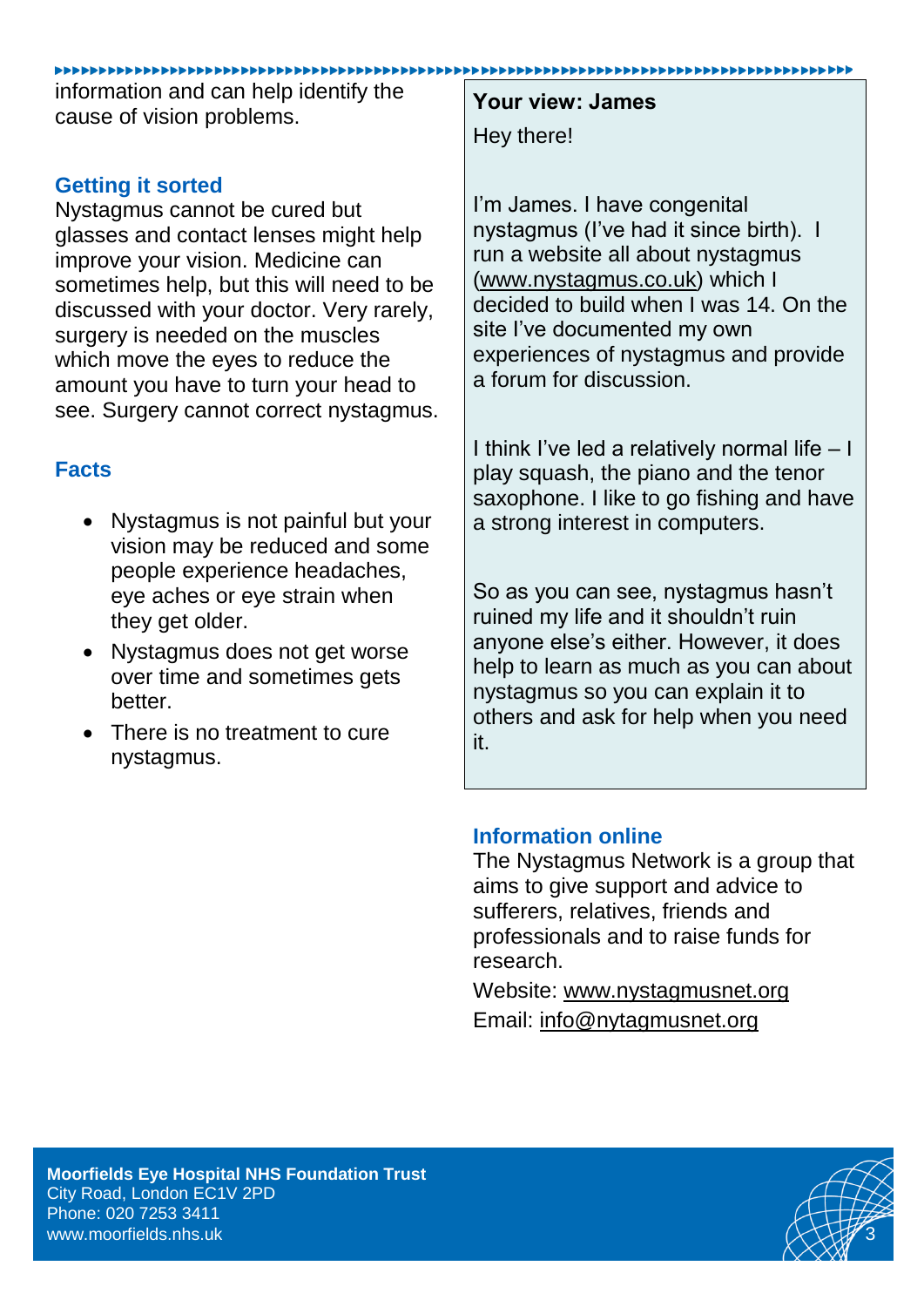information and can help identify the cause of vision problems.

### Getting it sorted

Nystagmus cannot be cured but glasses and contact lenses might help improve your vision. Medicine can sometimes help, but this will need to be discussed with your doctor. Very rarely, surgery is needed on the muscles which move the eyes to reduce the amount you have to turn your head to see. Surgery cannot correct nystagmus.

### Facts

- Nystagmus is not painful but your vision may be reduced and some people experience headaches, eye aches or eye strain when they get older.
- Nystagmus does not get worse over time and sometimes gets better.
- There is no treatment to cure nystagmus.

**Your view: James**

Hey there!

I'm James. I have congenital nystagmus (I've had it since birth). I run a website all about nystagmus (www.nystagmus.co.uk) which I decided to build when I was 14. On the site I've documented my own experiences of nystagmus and provide a forum for discussion.

I think I've led a relatively normal life – I play squash, the piano and the tenor saxophone. I like to go fishing and have a strong interest in computers.

So as you can see, nystagmus hasn't ruined my life and it shouldn't ruin anyone else's either. However, it does help to learn as much as you can about nystagmus so you can explain it to others and ask for help when you need it.

### Information online

The Nystagmus Network is a group that aims to give support and advice to sufferers, relatives, friends and professionals and to raise funds for research.

Website: www.nystagmusnet.org

Email: info@nytagmusnet.org

**Moorfields Eye Hospital NHS Foundation Trust**
City Road, London EC1V 2PD
Phone: 020 7253 3411
www.moorfields.nhs.uk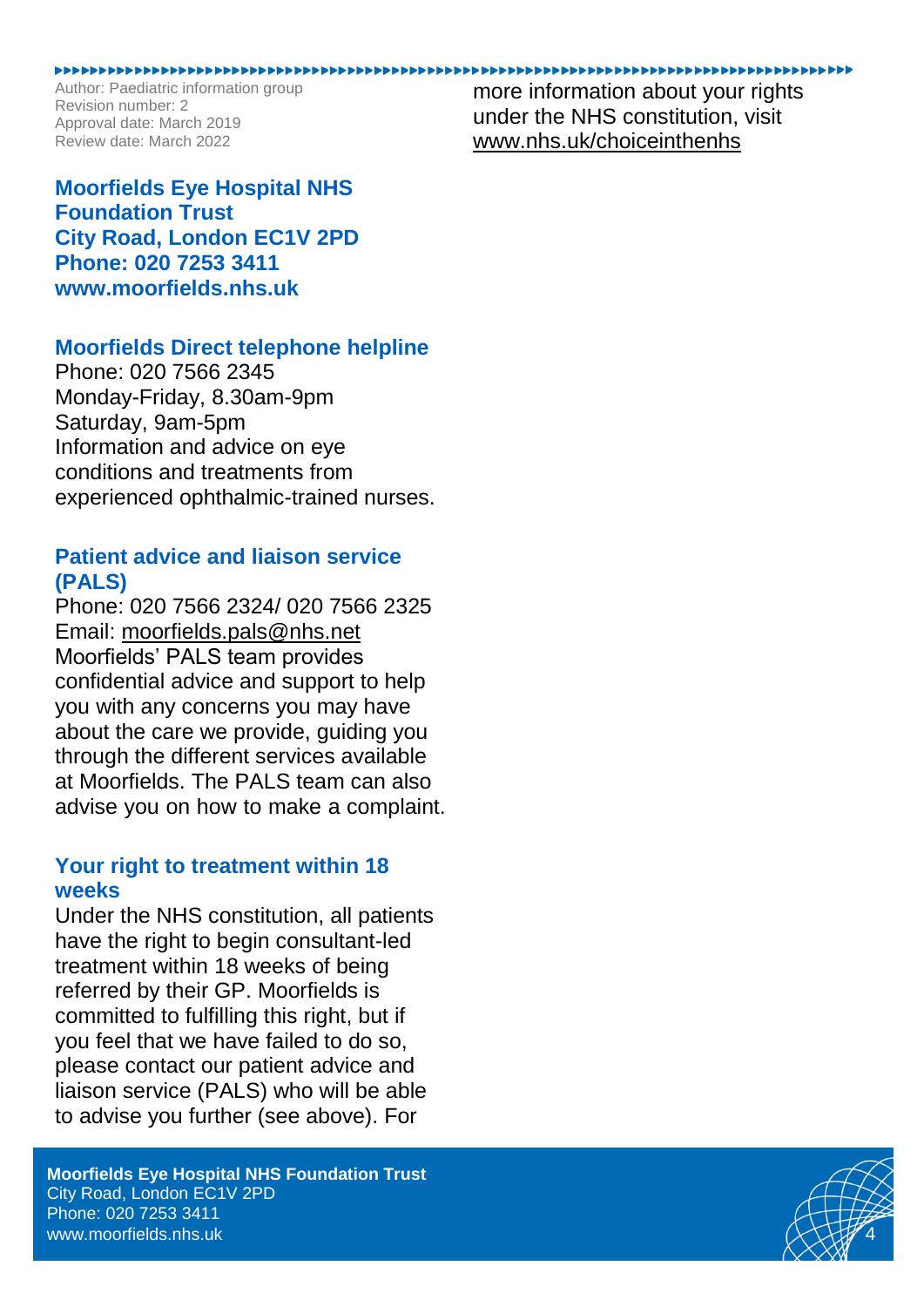Author: Paediatric information group
Revision number: 2
Approval date: March 2019
Review date: March 2022

**Moorfields Eye Hospital NHS Foundation Trust**
**City Road, London EC1V 2PD**
**Phone: 020 7253 3411**
**www.moorfields.nhs.uk**

## Moorfields Direct telephone helpline

Phone: 020 7566 2345
Monday-Friday, 8.30am-9pm
Saturday, 9am-5pm
Information and advice on eye conditions and treatments from experienced ophthalmic-trained nurses.

## Patient advice and liaison service (PALS)

Phone: 020 7566 2324/ 020 7566 2325
Email: moorfields.pals@nhs.net
Moorfields' PALS team provides confidential advice and support to help you with any concerns you may have about the care we provide, guiding you through the different services available at Moorfields. The PALS team can also advise you on how to make a complaint.

## Your right to treatment within 18 weeks

Under the NHS constitution, all patients have the right to begin consultant-led treatment within 18 weeks of being referred by their GP. Moorfields is committed to fulfilling this right, but if you feel that we have failed to do so, please contact our patient advice and liaison service (PALS) who will be able to advise you further (see above). For more information about your rights under the NHS constitution, visit www.nhs.uk/choiceinthenhs